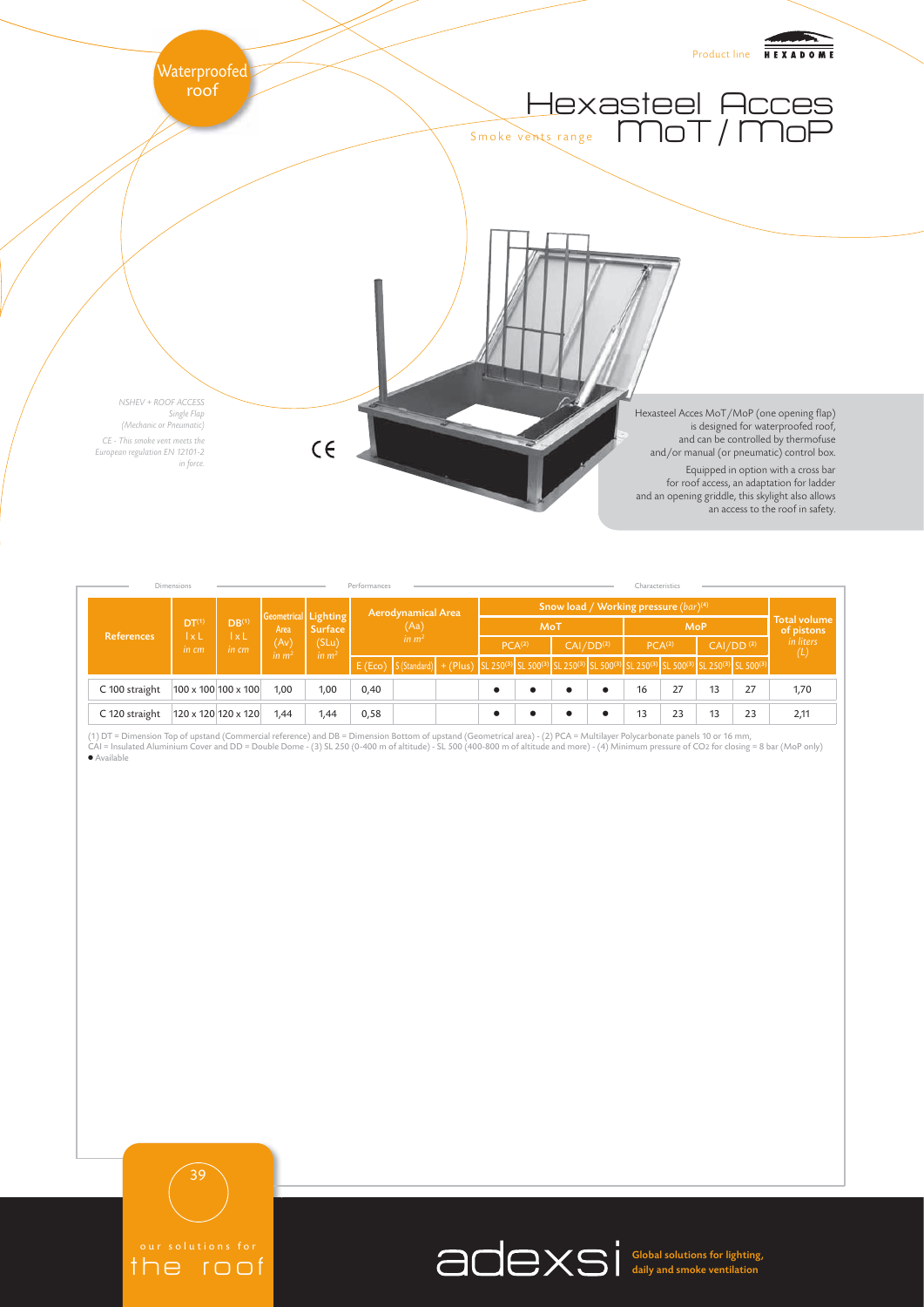Waterproofed roof

Product line HEXADOME

# Hexasteel Acces MoT / MoP

Smoke vents range

*NSHEV + ROOF ACCESS*
*Single Flap*
*(Mechanic or Pneumatic)*

*CE - This smoke vent meets the European regulation EN 12101-2 in force.*

CE

Hexasteel Acces MoT/MoP (one opening flap) is designed for waterproofed roof, and can be controlled by thermofuse and/or manual (or pneumatic) control box.

Equipped in option with a cross bar for roof access, an adaptation for ladder and an opening griddle, this skylight also allows an access to the roof in safety.

| Dimensions | | | | | Performances | | | Characteristics | | | | | | | | | |
|---|---|---|---|---|---|---|---|---|---|---|---|---|---|---|---|---|---|
| References | DT[1] l x L in cm | DB[1] l x L in cm | Geometrical Area (Av) in $m^2$ | Lighting Surface (SLu) in $m^2$ | Aerodynamical Area (Aa) in $m^2$ | | | Snow load / Working pressure (bar)[4] | | | | | | | | Total volume of pistons in liters (L) |
| | | | | | | | | MoT | | | | MoP | | | | |
| | | | | | | | | PCA[2] | | CAI/DD[2] | | PCA[2] | | CAI/DD[2] | | |
| | | | | | E (Eco) | S (Standard) | + (Plus) | SL 250[3] | SL 500[3] | SL 250[3] | SL 500[3] | SL 250[3] | SL 500[3] | SL 250[3] | SL 500[3] | |
| C 100 straight | 100 x 100 | 100 x 100 | 1,00 | 1,00 | 0,40 | | | ● | ● | ● | ● | 16 | 27 | 13 | 27 | 1,70 |
| C 120 straight | 120 x 120 | 120 x 120 | 1,44 | 1,44 | 0,58 | | | ● | ● | ● | ● | 13 | 23 | 13 | 23 | 2,11 |

(1) DT = Dimension Top of upstand (Commercial reference) and DB = Dimension Bottom of upstand (Geometrical area) - (2) PCA = Multilayer Polycarbonate panels 10 or 16 mm, CAI = Insulated Aluminium Cover and DD = Double Dome - (3) SL 250 (0-400 m of altitude) - SL 500 (400-800 m of altitude and more) - (4) Minimum pressure of $CO_2$ for closing = 8 bar (MoP only)
● Available

our solutions for the roof

adexsi Global solutions for lighting, daily and smoke ventilation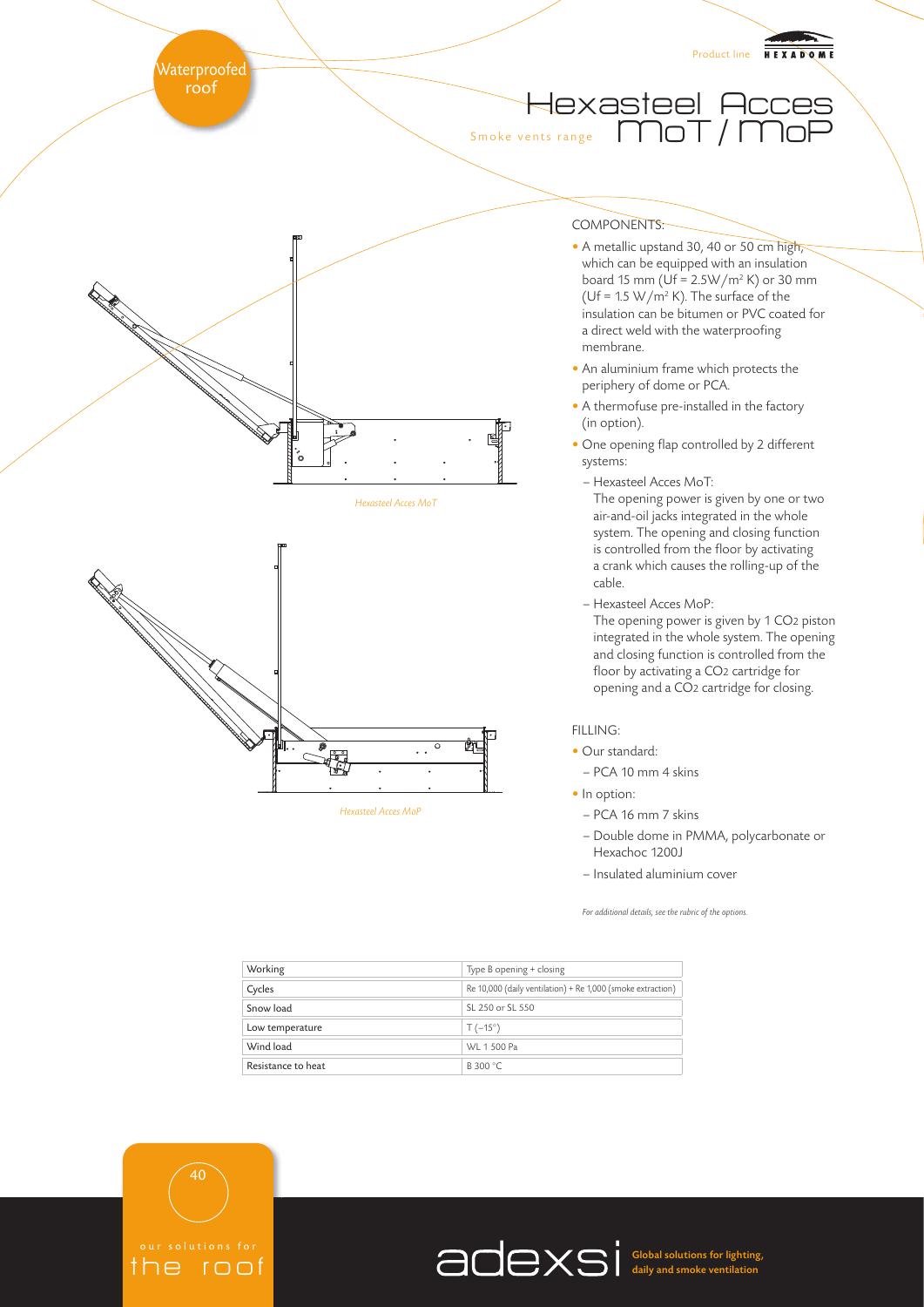Waterproofed roof

Product line HEXADOME

Smoke vents range

# Hexasteel Acces MoT / MoP

Hexasteel Acces MoT

Hexasteel Acces MoP

COMPONENTS:

- A metallic upstand 30, 40 or 50 cm high, which can be equipped with an insulation board 15 mm (Uf = 2.5W/m² K) or 30 mm (Uf = 1.5 W/m² K). The surface of the insulation can be bitumen or PVC coated for a direct weld with the waterproofing membrane.
- An aluminium frame which protects the periphery of dome or PCA.
- A thermofuse pre-installed in the factory (in option).
- One opening flap controlled by 2 different systems:
  - Hexasteel Acces MoT:
    The opening power is given by one or two air-and-oil jacks integrated in the whole system. The opening and closing function is controlled from the floor by activating a crank which causes the rolling-up of the cable.
  - Hexasteel Acces MoP:
    The opening power is given by 1 $CO_2$ piston integrated in the whole system. The opening and closing function is controlled from the floor by activating a $CO_2$ cartridge for opening and a $CO_2$ cartridge for closing.

FILLING:

- Our standard:
  - PCA 10 mm 4 skins
- In option:
  - PCA 16 mm 7 skins
  - Double dome in PMMA, polycarbonate or Hexachoc 1200J
  - Insulated aluminium cover

*For additional details, see the rubric of the options.*

| | |
|---|---|
| Working | Type B opening + closing |
| Cycles | Re 10,000 (daily ventilation) + Re 1,000 (smoke extraction) |
| Snow load | SL 250 or SL 550 |
| Low temperature | T (−15°) |
| Wind load | WL 1 500 Pa |
| Resistance to heat | B 300 °C |

our solutions for the roof

adexsi Global solutions for lighting, daily and smoke ventilation